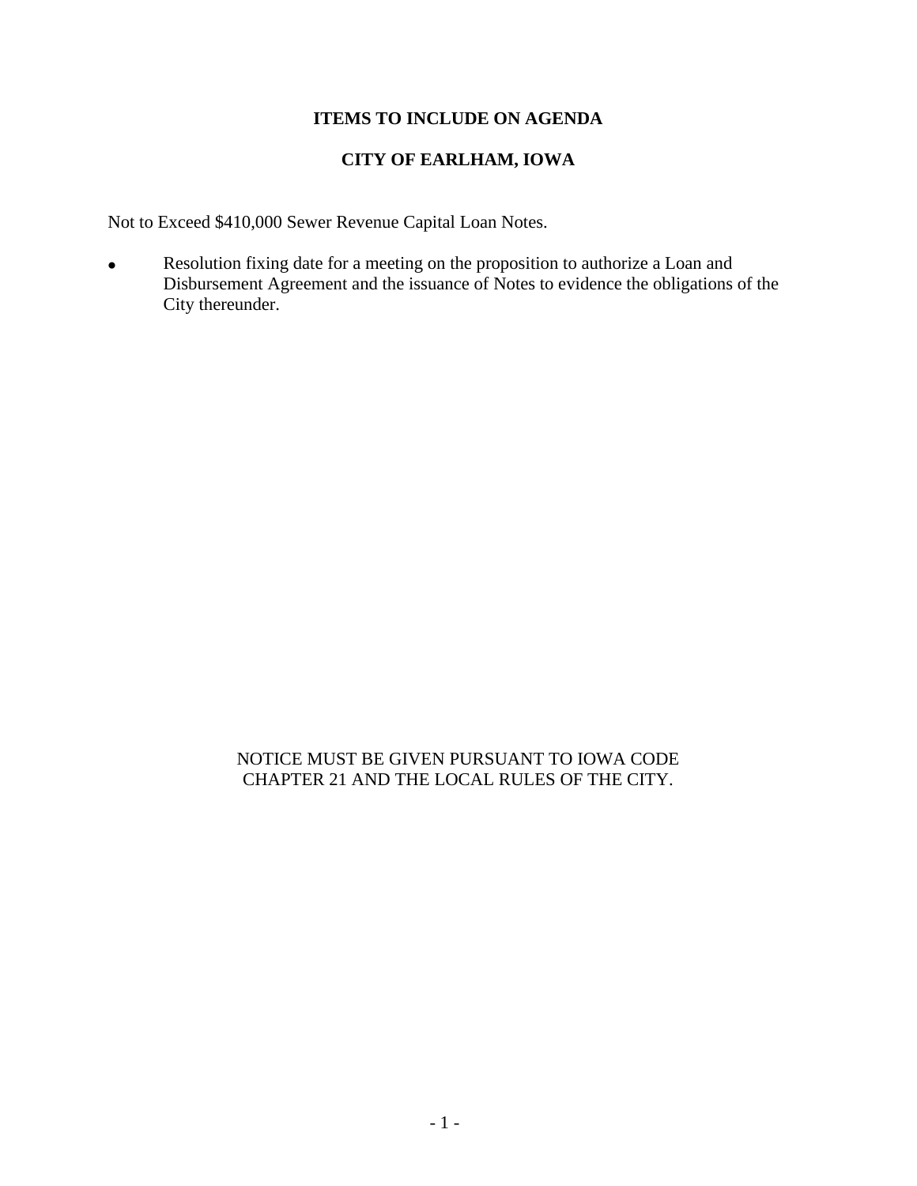# ITEMS TO INCLUDE ON AGENDA

## CITY OF EARLHAM, IOWA

Not to Exceed $410,000 Sewer Revenue Capital Loan Notes.

- Resolution fixing date for a meeting on the proposition to authorize a Loan and Disbursement Agreement and the issuance of Notes to evidence the obligations of the City thereunder.

NOTICE MUST BE GIVEN PURSUANT TO IOWA CODE CHAPTER 21 AND THE LOCAL RULES OF THE CITY.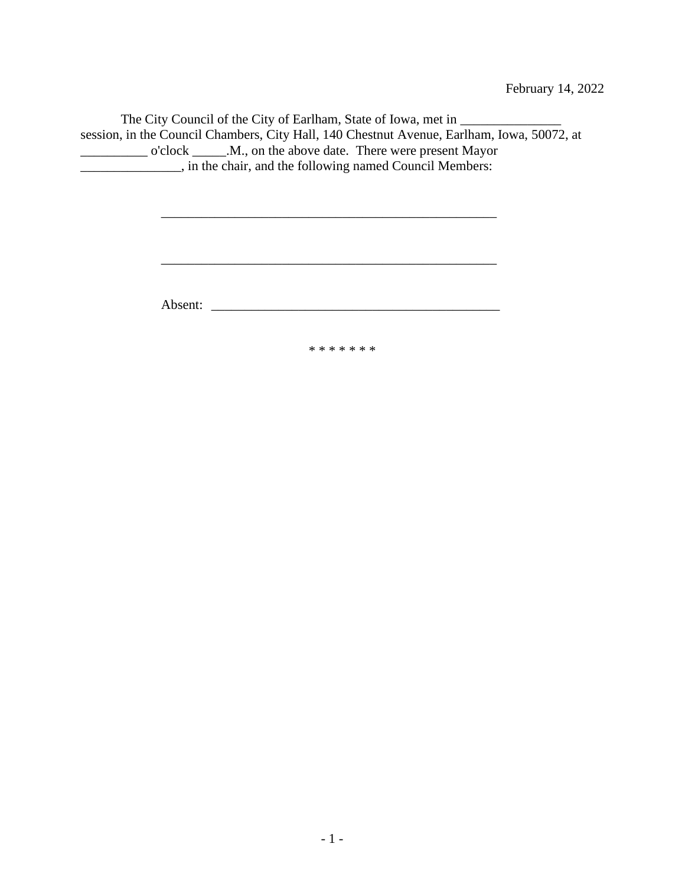February 14, 2022

The City Council of the City of Earlham, State of Iowa, met in _______________ session, in the Council Chambers, City Hall, 140 Chestnut Avenue, Earlham, Iowa, 50072, at __________ o'clock _____.M., on the above date. There were present Mayor _______________, in the chair, and the following named Council Members:

____________________________________________________

____________________________________________________

Absent: _____________________________________________

\* \* \* \* \* \* \*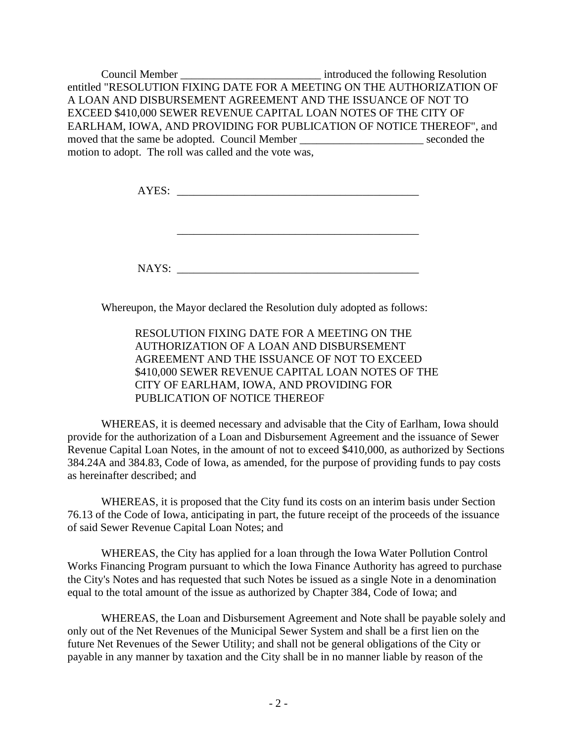Council Member _________________________ introduced the following Resolution entitled "RESOLUTION FIXING DATE FOR A MEETING ON THE AUTHORIZATION OF A LOAN AND DISBURSEMENT AGREEMENT AND THE ISSUANCE OF NOT TO EXCEED $410,000 SEWER REVENUE CAPITAL LOAN NOTES OF THE CITY OF EARLHAM, IOWA, AND PROVIDING FOR PUBLICATION OF NOTICE THEREOF", and moved that the same be adopted. Council Member ______________________ seconded the motion to adopt. The roll was called and the vote was,

AYES: ____________________________________________

____________________________________________

NAYS: ____________________________________________

Whereupon, the Mayor declared the Resolution duly adopted as follows:

RESOLUTION FIXING DATE FOR A MEETING ON THE AUTHORIZATION OF A LOAN AND DISBURSEMENT AGREEMENT AND THE ISSUANCE OF NOT TO EXCEED $410,000 SEWER REVENUE CAPITAL LOAN NOTES OF THE CITY OF EARLHAM, IOWA, AND PROVIDING FOR PUBLICATION OF NOTICE THEREOF

WHEREAS, it is deemed necessary and advisable that the City of Earlham, Iowa should provide for the authorization of a Loan and Disbursement Agreement and the issuance of Sewer Revenue Capital Loan Notes, in the amount of not to exceed $410,000, as authorized by Sections 384.24A and 384.83, Code of Iowa, as amended, for the purpose of providing funds to pay costs as hereinafter described; and

WHEREAS, it is proposed that the City fund its costs on an interim basis under Section 76.13 of the Code of Iowa, anticipating in part, the future receipt of the proceeds of the issuance of said Sewer Revenue Capital Loan Notes; and

WHEREAS, the City has applied for a loan through the Iowa Water Pollution Control Works Financing Program pursuant to which the Iowa Finance Authority has agreed to purchase the City's Notes and has requested that such Notes be issued as a single Note in a denomination equal to the total amount of the issue as authorized by Chapter 384, Code of Iowa; and

WHEREAS, the Loan and Disbursement Agreement and Note shall be payable solely and only out of the Net Revenues of the Municipal Sewer System and shall be a first lien on the future Net Revenues of the Sewer Utility; and shall not be general obligations of the City or payable in any manner by taxation and the City shall be in no manner liable by reason of the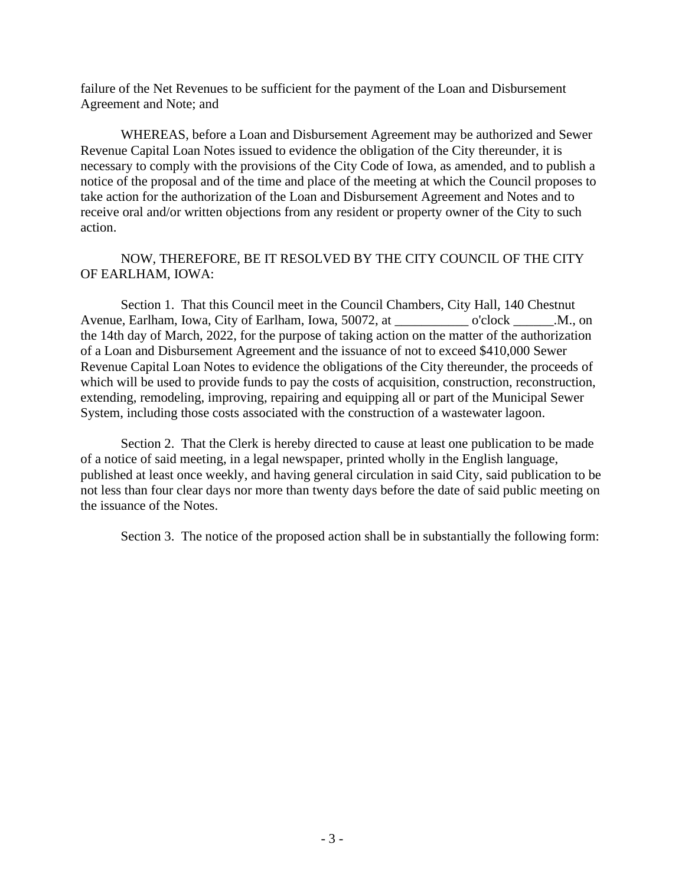failure of the Net Revenues to be sufficient for the payment of the Loan and Disbursement Agreement and Note; and

WHEREAS, before a Loan and Disbursement Agreement may be authorized and Sewer Revenue Capital Loan Notes issued to evidence the obligation of the City thereunder, it is necessary to comply with the provisions of the City Code of Iowa, as amended, and to publish a notice of the proposal and of the time and place of the meeting at which the Council proposes to take action for the authorization of the Loan and Disbursement Agreement and Notes and to receive oral and/or written objections from any resident or property owner of the City to such action.

NOW, THEREFORE, BE IT RESOLVED BY THE CITY COUNCIL OF THE CITY OF EARLHAM, IOWA:

Section 1. That this Council meet in the Council Chambers, City Hall, 140 Chestnut Avenue, Earlham, Iowa, City of Earlham, Iowa, 50072, at ___________ o'clock ______.M., on the 14th day of March, 2022, for the purpose of taking action on the matter of the authorization of a Loan and Disbursement Agreement and the issuance of not to exceed $410,000 Sewer Revenue Capital Loan Notes to evidence the obligations of the City thereunder, the proceeds of which will be used to provide funds to pay the costs of acquisition, construction, reconstruction, extending, remodeling, improving, repairing and equipping all or part of the Municipal Sewer System, including those costs associated with the construction of a wastewater lagoon.

Section 2. That the Clerk is hereby directed to cause at least one publication to be made of a notice of said meeting, in a legal newspaper, printed wholly in the English language, published at least once weekly, and having general circulation in said City, said publication to be not less than four clear days nor more than twenty days before the date of said public meeting on the issuance of the Notes.

Section 3. The notice of the proposed action shall be in substantially the following form: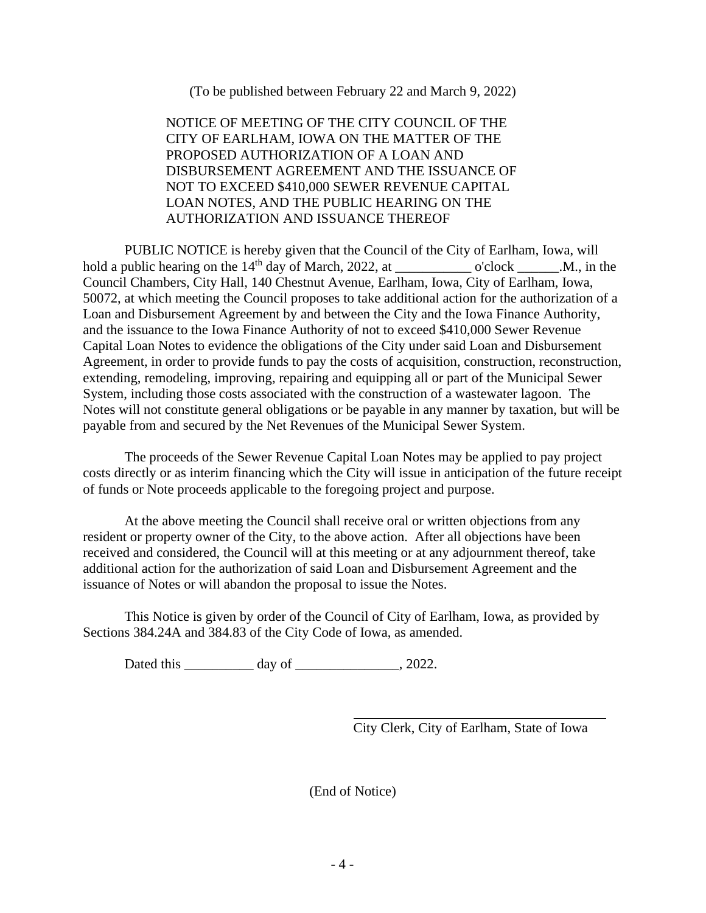(To be published between February 22 and March 9, 2022)

NOTICE OF MEETING OF THE CITY COUNCIL OF THE CITY OF EARLHAM, IOWA ON THE MATTER OF THE PROPOSED AUTHORIZATION OF A LOAN AND DISBURSEMENT AGREEMENT AND THE ISSUANCE OF NOT TO EXCEED $410,000 SEWER REVENUE CAPITAL LOAN NOTES, AND THE PUBLIC HEARING ON THE AUTHORIZATION AND ISSUANCE THEREOF

PUBLIC NOTICE is hereby given that the Council of the City of Earlham, Iowa, will hold a public hearing on the 14th day of March, 2022, at ___________ o'clock ______.M., in the Council Chambers, City Hall, 140 Chestnut Avenue, Earlham, Iowa, City of Earlham, Iowa, 50072, at which meeting the Council proposes to take additional action for the authorization of a Loan and Disbursement Agreement by and between the City and the Iowa Finance Authority, and the issuance to the Iowa Finance Authority of not to exceed $410,000 Sewer Revenue Capital Loan Notes to evidence the obligations of the City under said Loan and Disbursement Agreement, in order to provide funds to pay the costs of acquisition, construction, reconstruction, extending, remodeling, improving, repairing and equipping all or part of the Municipal Sewer System, including those costs associated with the construction of a wastewater lagoon. The Notes will not constitute general obligations or be payable in any manner by taxation, but will be payable from and secured by the Net Revenues of the Municipal Sewer System.

The proceeds of the Sewer Revenue Capital Loan Notes may be applied to pay project costs directly or as interim financing which the City will issue in anticipation of the future receipt of funds or Note proceeds applicable to the foregoing project and purpose.

At the above meeting the Council shall receive oral or written objections from any resident or property owner of the City, to the above action. After all objections have been received and considered, the Council will at this meeting or at any adjournment thereof, take additional action for the authorization of said Loan and Disbursement Agreement and the issuance of Notes or will abandon the proposal to issue the Notes.

This Notice is given by order of the Council of City of Earlham, Iowa, as provided by Sections 384.24A and 384.83 of the City Code of Iowa, as amended.

Dated this __________ day of _______________, 2022.

_______________________________________
City Clerk, City of Earlham, State of Iowa

(End of Notice)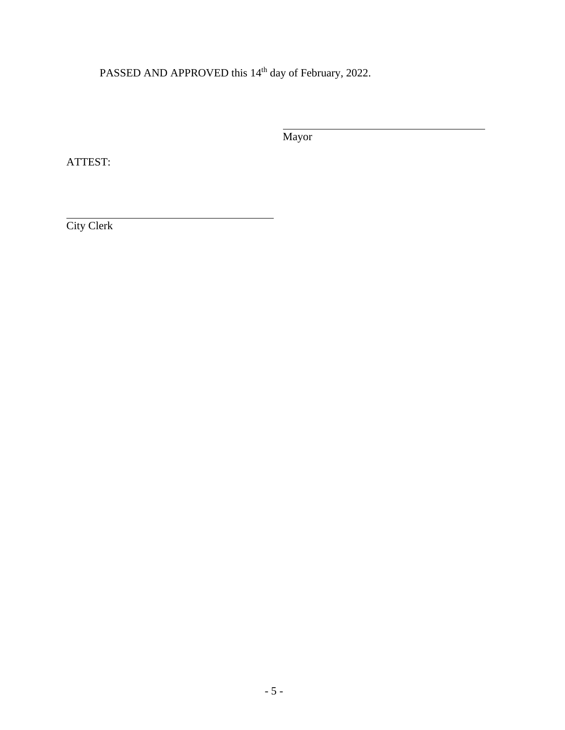PASSED AND APPROVED this 14th day of February, 2022.

\_\_\_\_\_\_\_\_\_\_\_\_\_\_\_\_\_\_\_\_\_\_\_\_\_\_\_\_\_\_\_\_\_\_\_\_\_\_

Mayor

ATTEST:

\_\_\_\_\_\_\_\_\_\_\_\_\_\_\_\_\_\_\_\_\_\_\_\_\_\_\_\_\_\_\_\_\_\_\_\_\_\_

City Clerk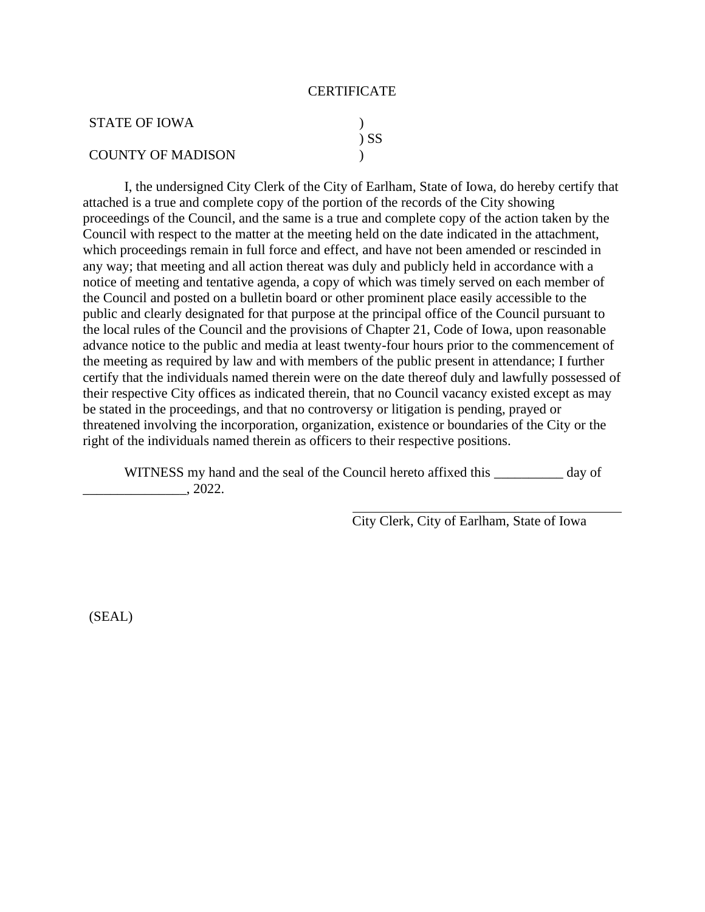# CERTIFICATE

| | |
|---|---|
| STATE OF IOWA | ) |
| | ) SS |
| COUNTY OF MADISON | ) |

I, the undersigned City Clerk of the City of Earlham, State of Iowa, do hereby certify that attached is a true and complete copy of the portion of the records of the City showing proceedings of the Council, and the same is a true and complete copy of the action taken by the Council with respect to the matter at the meeting held on the date indicated in the attachment, which proceedings remain in full force and effect, and have not been amended or rescinded in any way; that meeting and all action thereat was duly and publicly held in accordance with a notice of meeting and tentative agenda, a copy of which was timely served on each member of the Council and posted on a bulletin board or other prominent place easily accessible to the public and clearly designated for that purpose at the principal office of the Council pursuant to the local rules of the Council and the provisions of Chapter 21, Code of Iowa, upon reasonable advance notice to the public and media at least twenty-four hours prior to the commencement of the meeting as required by law and with members of the public present in attendance; I further certify that the individuals named therein were on the date thereof duly and lawfully possessed of their respective City offices as indicated therein, that no Council vacancy existed except as may be stated in the proceedings, and that no controversy or litigation is pending, prayed or threatened involving the incorporation, organization, existence or boundaries of the City or the right of the individuals named therein as officers to their respective positions.

WITNESS my hand and the seal of the Council hereto affixed this __________ day of _______________, 2022.

_________________________________________

City Clerk, City of Earlham, State of Iowa

(SEAL)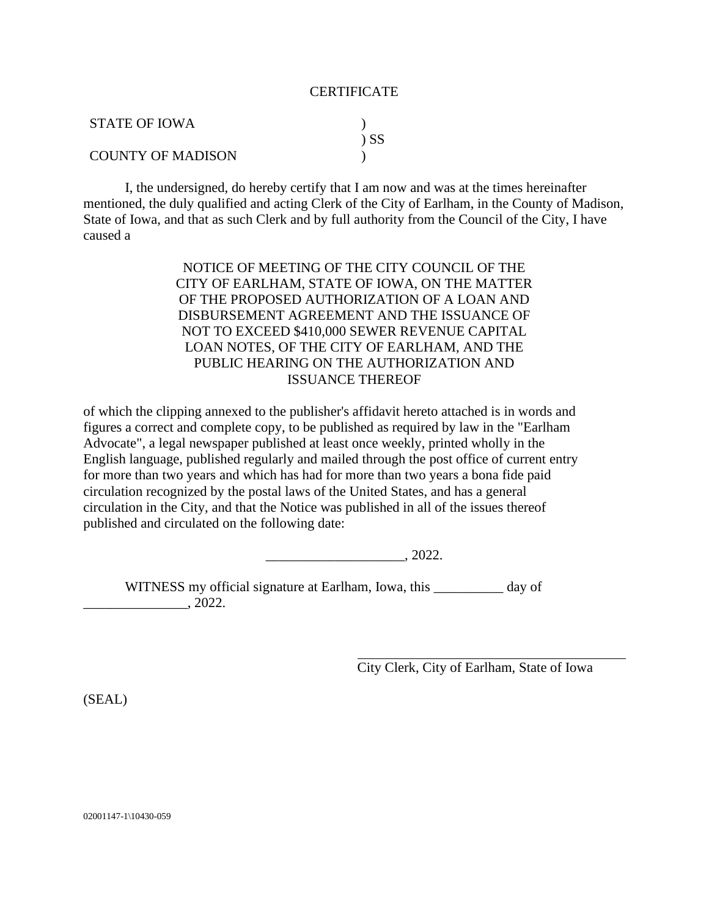CERTIFICATE

| | | |
|---|---|---|
| STATE OF IOWA | ) | |
| | ) SS | |
| COUNTY OF MADISON | ) | |

I, the undersigned, do hereby certify that I am now and was at the times hereinafter mentioned, the duly qualified and acting Clerk of the City of Earlham, in the County of Madison, State of Iowa, and that as such Clerk and by full authority from the Council of the City, I have caused a

NOTICE OF MEETING OF THE CITY COUNCIL OF THE CITY OF EARLHAM, STATE OF IOWA, ON THE MATTER OF THE PROPOSED AUTHORIZATION OF A LOAN AND DISBURSEMENT AGREEMENT AND THE ISSUANCE OF NOT TO EXCEED $410,000 SEWER REVENUE CAPITAL LOAN NOTES, OF THE CITY OF EARLHAM, AND THE PUBLIC HEARING ON THE AUTHORIZATION AND ISSUANCE THEREOF

of which the clipping annexed to the publisher's affidavit hereto attached is in words and figures a correct and complete copy, to be published as required by law in the "Earlham Advocate", a legal newspaper published at least once weekly, printed wholly in the English language, published regularly and mailed through the post office of current entry for more than two years and which has had for more than two years a bona fide paid circulation recognized by the postal laws of the United States, and has a general circulation in the City, and that the Notice was published in all of the issues thereof published and circulated on the following date:

____________________, 2022.

WITNESS my official signature at Earlham, Iowa, this __________ day of _______________, 2022.

_________________________________________
City Clerk, City of Earlham, State of Iowa

(SEAL)

02001147-1\10430-059